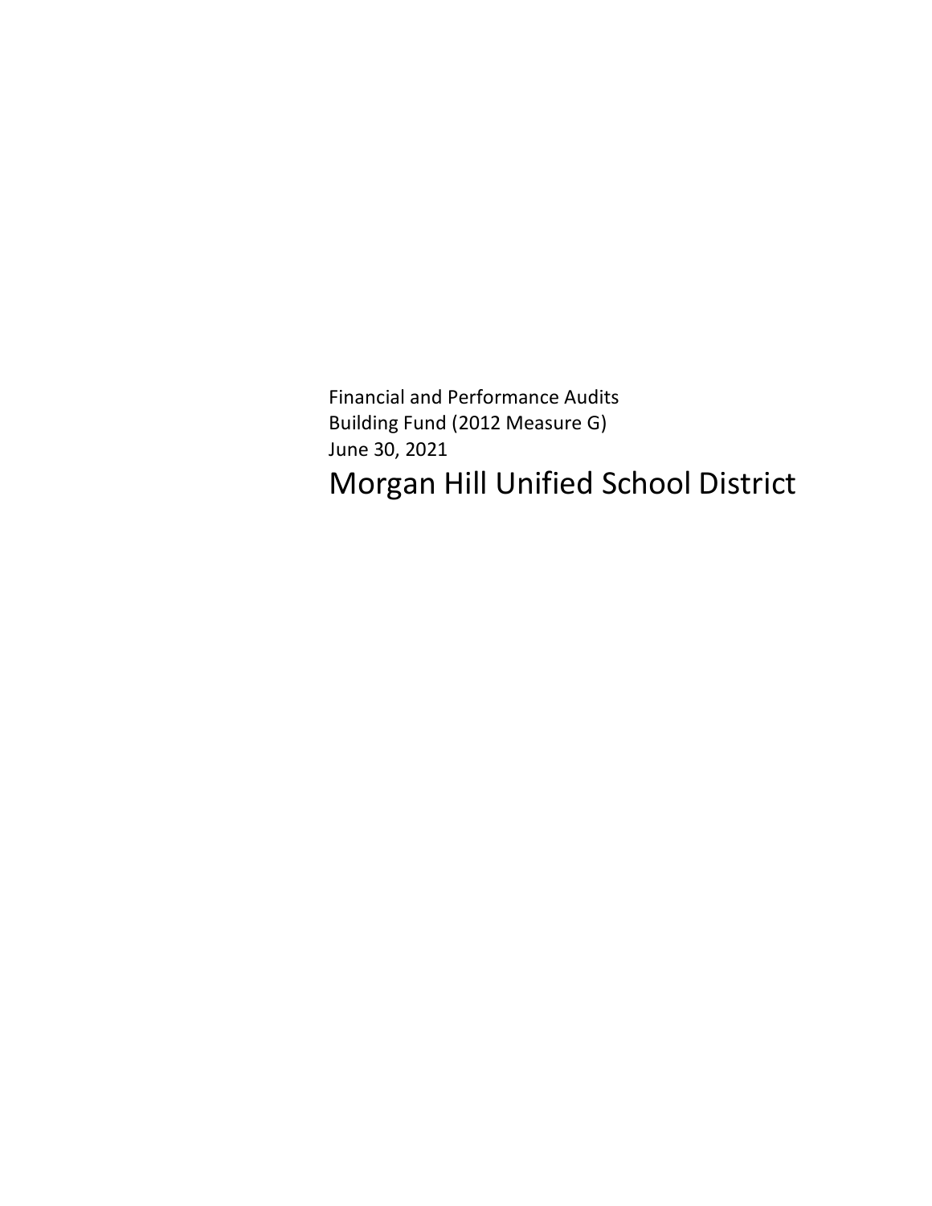Financial and Performance Audits
Building Fund (2012 Measure G)
June 30, 2021

# Morgan Hill Unified School District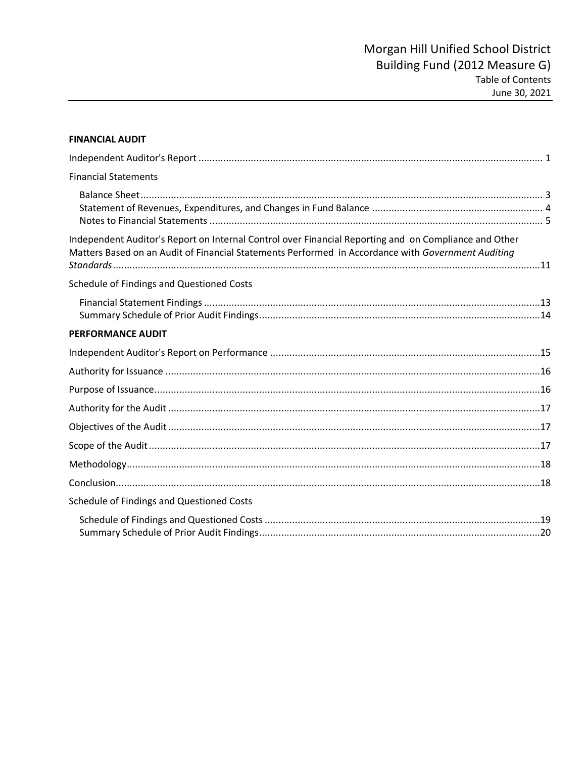# Morgan Hill Unified School District
## Building Fund (2012 Measure G)
### Table of Contents
### June 30, 2021

**FINANCIAL AUDIT**

| | |
|---|---|
| Independent Auditor's Report | 1 |
| Financial Statements | |
| Balance Sheet | 3 |
| Statement of Revenues, Expenditures, and Changes in Fund Balance | 4 |
| Notes to Financial Statements | 5 |
| Independent Auditor's Report on Internal Control over Financial Reporting and on Compliance and Other Matters Based on an Audit of Financial Statements Performed in Accordance with *Government Auditing Standards* | 11 |
| Schedule of Findings and Questioned Costs | |
| Financial Statement Findings | 13 |
| Summary Schedule of Prior Audit Findings | 14 |

**PERFORMANCE AUDIT**

| | |
|---|---|
| Independent Auditor's Report on Performance | 15 |
| Authority for Issuance | 16 |
| Purpose of Issuance | 16 |
| Authority for the Audit | 17 |
| Objectives of the Audit | 17 |
| Scope of the Audit | 17 |
| Methodology | 18 |
| Conclusion | 18 |
| Schedule of Findings and Questioned Costs | |
| Schedule of Findings and Questioned Costs | 19 |
| Summary Schedule of Prior Audit Findings | 20 |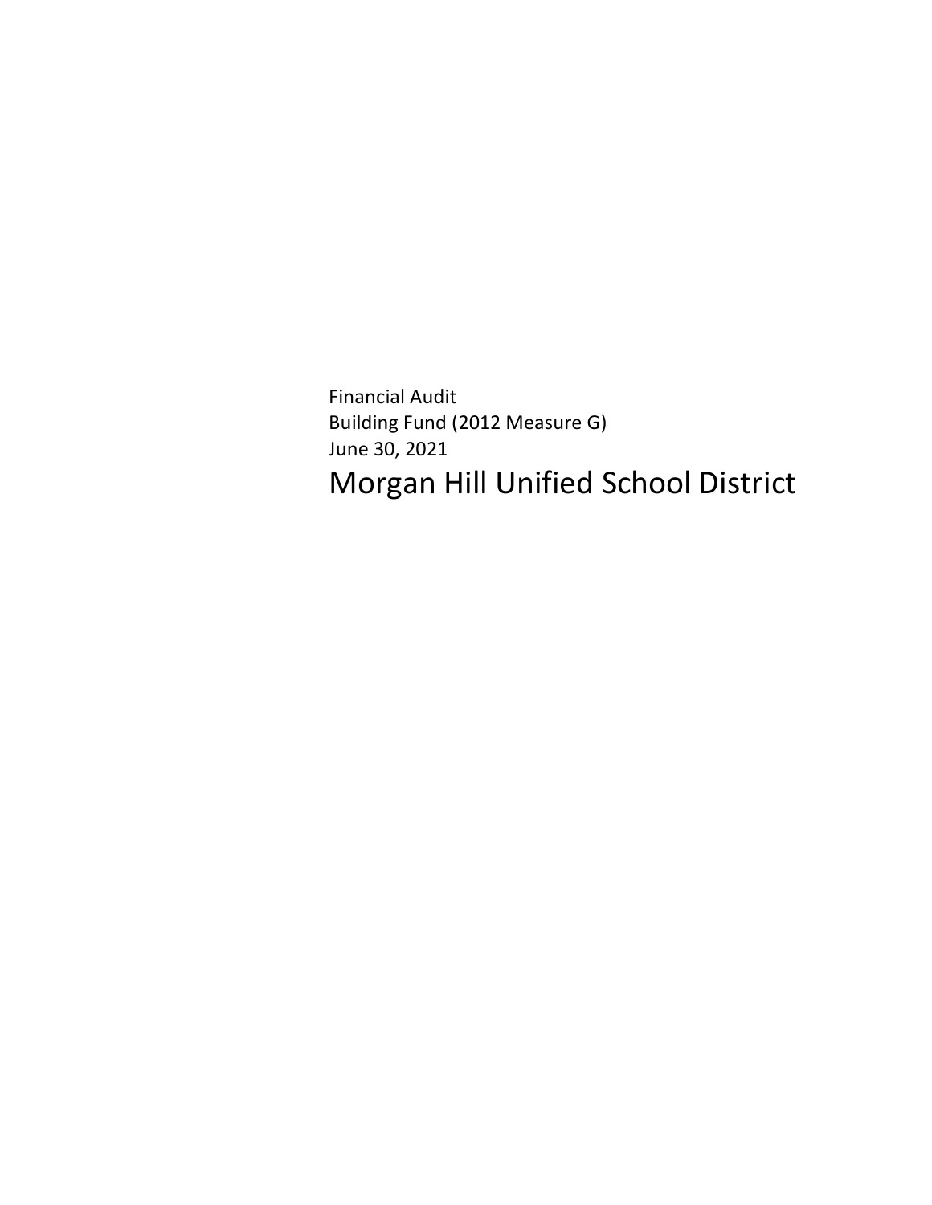Financial Audit

Building Fund (2012 Measure G)

June 30, 2021

# Morgan Hill Unified School District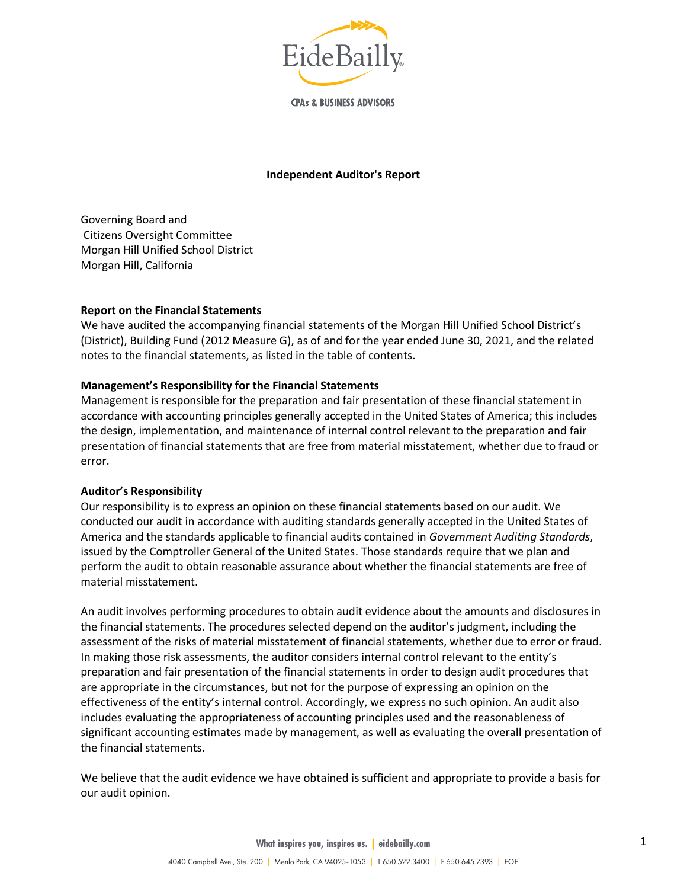**Independent Auditor's Report**

Governing Board and
Citizens Oversight Committee
Morgan Hill Unified School District
Morgan Hill, California

**Report on the Financial Statements**

We have audited the accompanying financial statements of the Morgan Hill Unified School District's (District), Building Fund (2012 Measure G), as of and for the year ended June 30, 2021, and the related notes to the financial statements, as listed in the table of contents.

**Management's Responsibility for the Financial Statements**

Management is responsible for the preparation and fair presentation of these financial statement in accordance with accounting principles generally accepted in the United States of America; this includes the design, implementation, and maintenance of internal control relevant to the preparation and fair presentation of financial statements that are free from material misstatement, whether due to fraud or error.

**Auditor's Responsibility**

Our responsibility is to express an opinion on these financial statements based on our audit. We conducted our audit in accordance with auditing standards generally accepted in the United States of America and the standards applicable to financial audits contained in *Government Auditing Standards*, issued by the Comptroller General of the United States. Those standards require that we plan and perform the audit to obtain reasonable assurance about whether the financial statements are free of material misstatement.

An audit involves performing procedures to obtain audit evidence about the amounts and disclosures in the financial statements. The procedures selected depend on the auditor's judgment, including the assessment of the risks of material misstatement of financial statements, whether due to error or fraud. In making those risk assessments, the auditor considers internal control relevant to the entity's preparation and fair presentation of the financial statements in order to design audit procedures that are appropriate in the circumstances, but not for the purpose of expressing an opinion on the effectiveness of the entity's internal control. Accordingly, we express no such opinion. An audit also includes evaluating the appropriateness of accounting principles used and the reasonableness of significant accounting estimates made by management, as well as evaluating the overall presentation of the financial statements.

We believe that the audit evidence we have obtained is sufficient and appropriate to provide a basis for our audit opinion.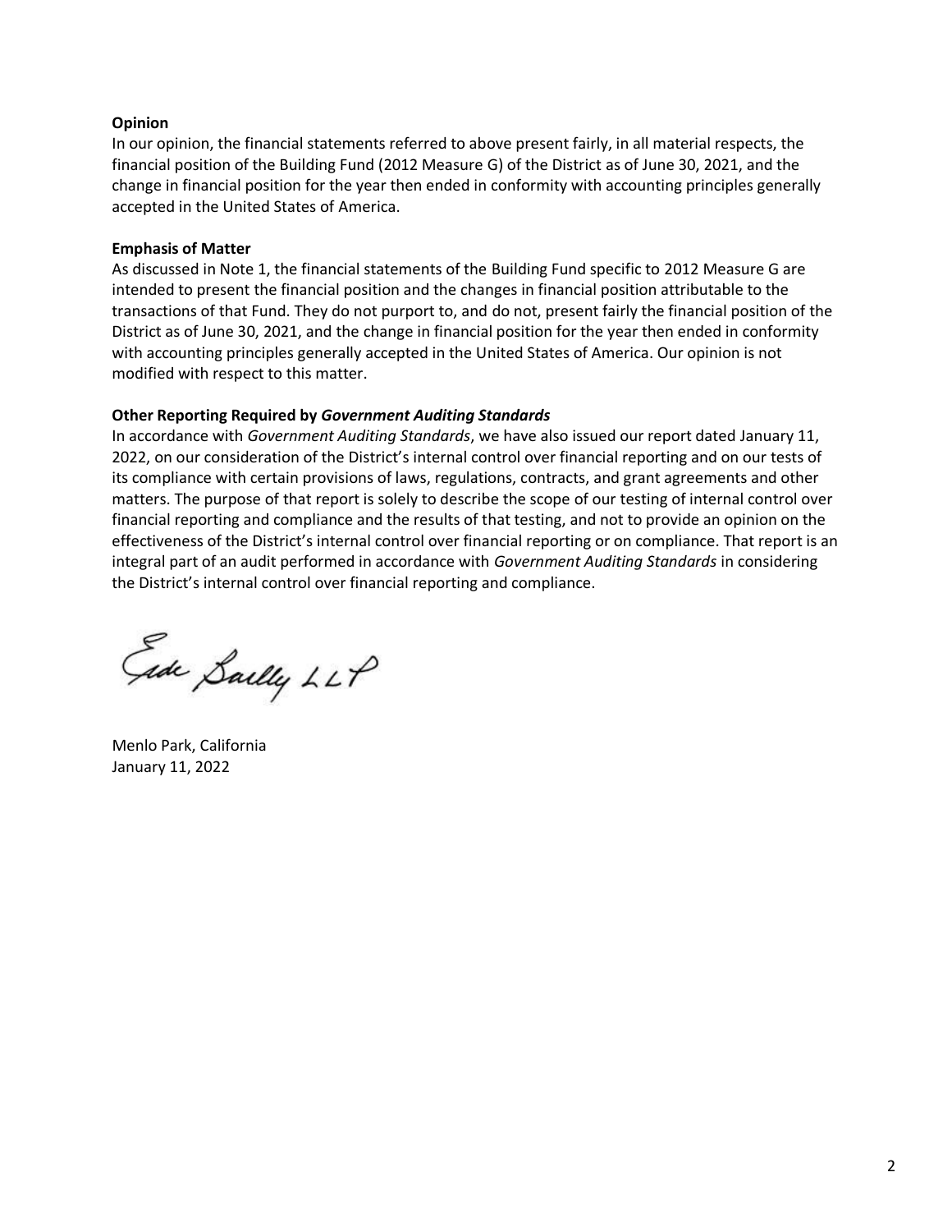**Opinion**

In our opinion, the financial statements referred to above present fairly, in all material respects, the financial position of the Building Fund (2012 Measure G) of the District as of June 30, 2021, and the change in financial position for the year then ended in conformity with accounting principles generally accepted in the United States of America.

**Emphasis of Matter**

As discussed in Note 1, the financial statements of the Building Fund specific to 2012 Measure G are intended to present the financial position and the changes in financial position attributable to the transactions of that Fund. They do not purport to, and do not, present fairly the financial position of the District as of June 30, 2021, and the change in financial position for the year then ended in conformity with accounting principles generally accepted in the United States of America. Our opinion is not modified with respect to this matter.

**Other Reporting Required by *Government Auditing Standards***

In accordance with *Government Auditing Standards*, we have also issued our report dated January 11, 2022, on our consideration of the District's internal control over financial reporting and on our tests of its compliance with certain provisions of laws, regulations, contracts, and grant agreements and other matters. The purpose of that report is solely to describe the scope of our testing of internal control over financial reporting and compliance and the results of that testing, and not to provide an opinion on the effectiveness of the District's internal control over financial reporting or on compliance. That report is an integral part of an audit performed in accordance with *Government Auditing Standards* in considering the District's internal control over financial reporting and compliance.

Eide Bailly LLP

Menlo Park, California
January 11, 2022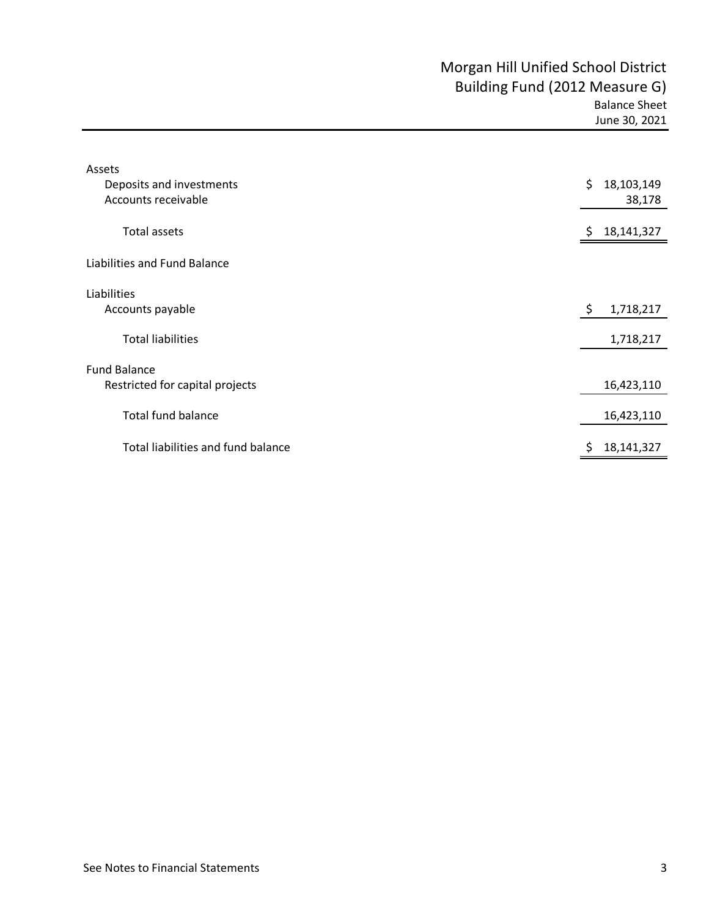# Morgan Hill Unified School District
## Building Fund (2012 Measure G)
### Balance Sheet
### June 30, 2021

| | |
|---|---|
| **Assets** | |
| Deposits and investments | $ 18,103,149 |
| Accounts receivable | 38,178 |
| Total assets | $ 18,141,327 |
| **Liabilities and Fund Balance** | |
| **Liabilities** | |
| Accounts payable | $ 1,718,217 |
| Total liabilities | 1,718,217 |
| **Fund Balance** | |
| Restricted for capital projects | 16,423,110 |
| Total fund balance | 16,423,110 |
| Total liabilities and fund balance | $ 18,141,327 |

See Notes to Financial Statements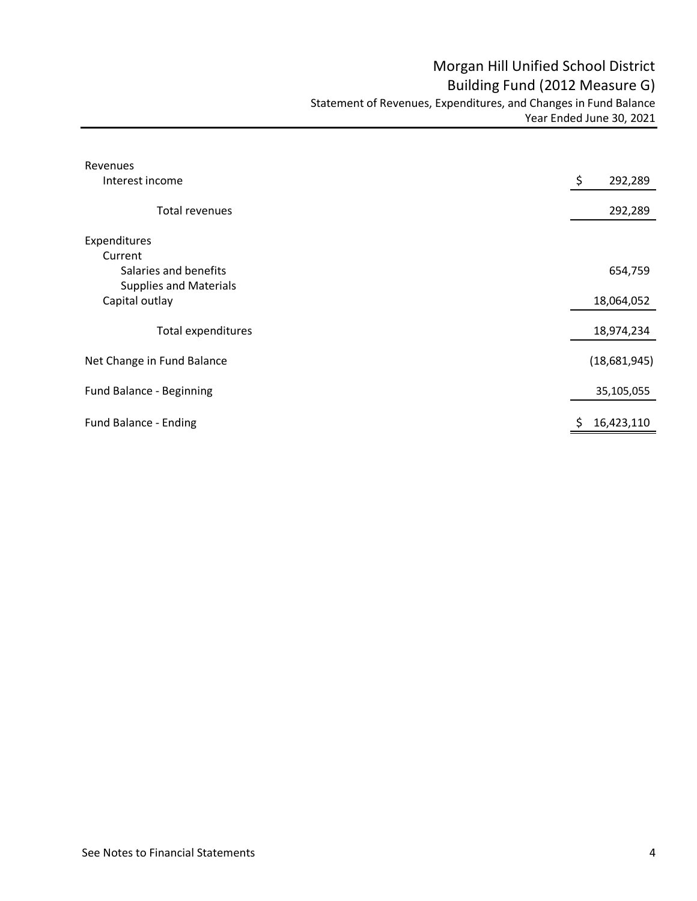# Morgan Hill Unified School District

## Building Fund (2012 Measure G)

### Statement of Revenues, Expenditures, and Changes in Fund Balance

Year Ended June 30, 2021

| | |
|---|---|
| **Revenues** | |
| Interest income | $ 292,289 |
| Total revenues | 292,289 |
| **Expenditures** | |
| Current | |
| Salaries and benefits | 654,759 |
| Supplies and Materials | |
| Capital outlay | 18,064,052 |
| Total expenditures | 18,974,234 |
| Net Change in Fund Balance | (18,681,945) |
| Fund Balance - Beginning | 35,105,055 |
| Fund Balance - Ending | $ 16,423,110 |

See Notes to Financial Statements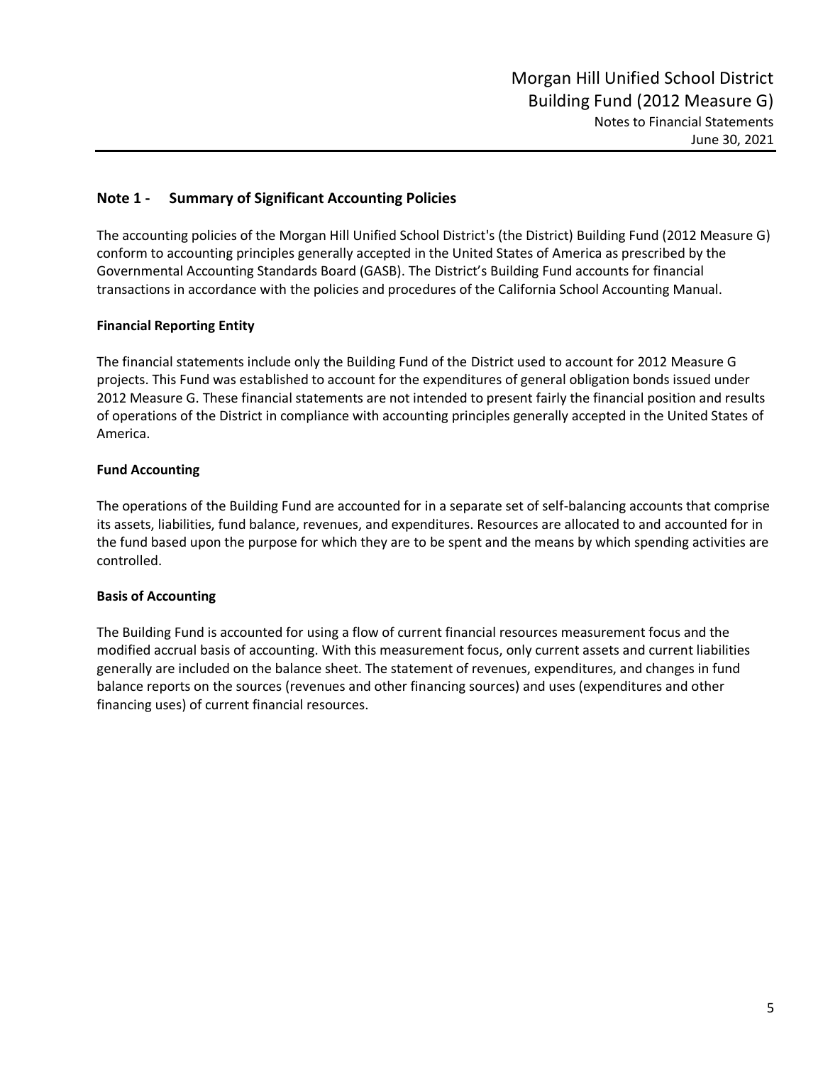## Note 1 - Summary of Significant Accounting Policies

The accounting policies of the Morgan Hill Unified School District's (the District) Building Fund (2012 Measure G) conform to accounting principles generally accepted in the United States of America as prescribed by the Governmental Accounting Standards Board (GASB). The District's Building Fund accounts for financial transactions in accordance with the policies and procedures of the California School Accounting Manual.

### Financial Reporting Entity

The financial statements include only the Building Fund of the District used to account for 2012 Measure G projects. This Fund was established to account for the expenditures of general obligation bonds issued under 2012 Measure G. These financial statements are not intended to present fairly the financial position and results of operations of the District in compliance with accounting principles generally accepted in the United States of America.

### Fund Accounting

The operations of the Building Fund are accounted for in a separate set of self-balancing accounts that comprise its assets, liabilities, fund balance, revenues, and expenditures. Resources are allocated to and accounted for in the fund based upon the purpose for which they are to be spent and the means by which spending activities are controlled.

### Basis of Accounting

The Building Fund is accounted for using a flow of current financial resources measurement focus and the modified accrual basis of accounting. With this measurement focus, only current assets and current liabilities generally are included on the balance sheet. The statement of revenues, expenditures, and changes in fund balance reports on the sources (revenues and other financing sources) and uses (expenditures and other financing uses) of current financial resources.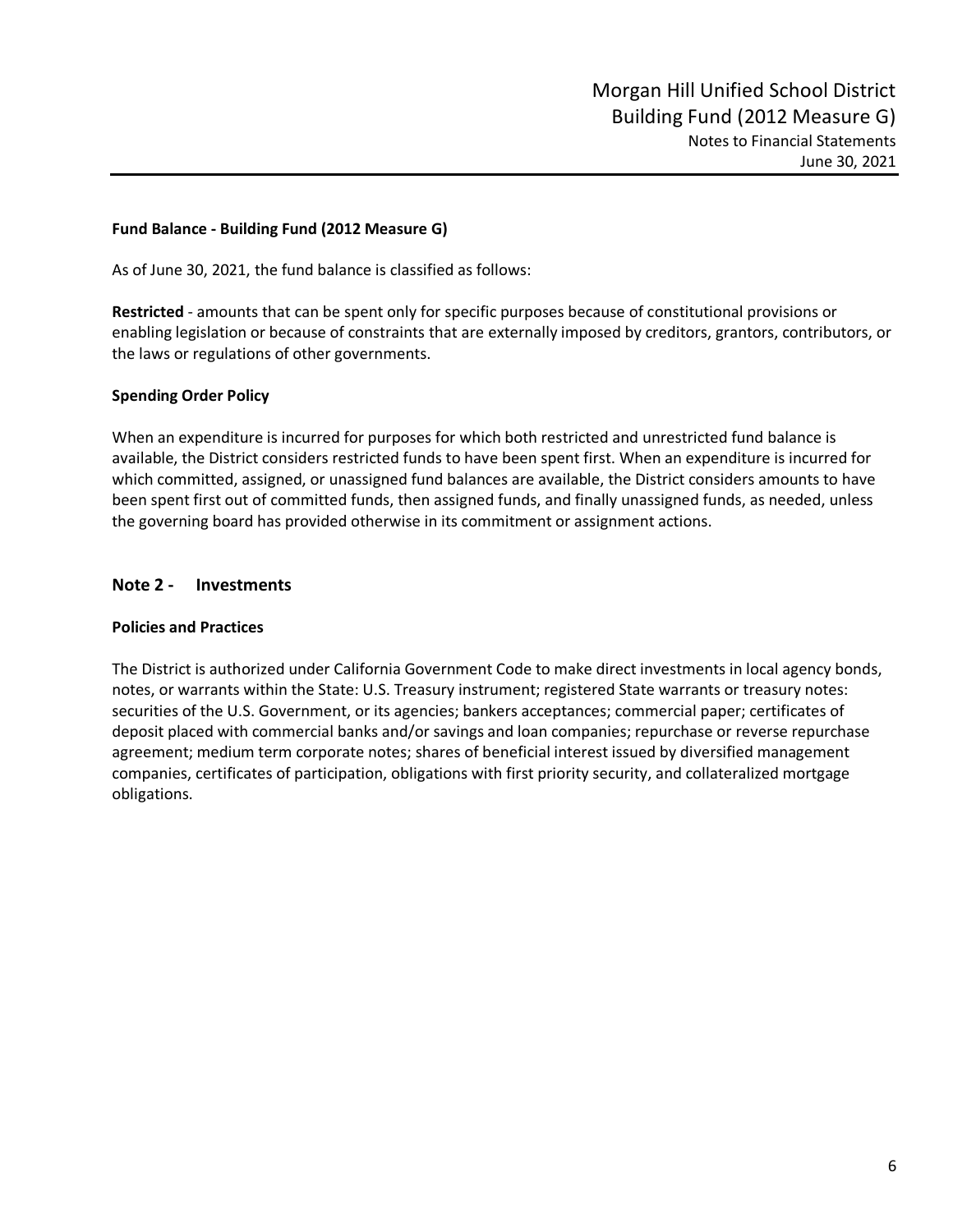**Fund Balance - Building Fund (2012 Measure G)**

As of June 30, 2021, the fund balance is classified as follows:

**Restricted** - amounts that can be spent only for specific purposes because of constitutional provisions or enabling legislation or because of constraints that are externally imposed by creditors, grantors, contributors, or the laws or regulations of other governments.

**Spending Order Policy**

When an expenditure is incurred for purposes for which both restricted and unrestricted fund balance is available, the District considers restricted funds to have been spent first. When an expenditure is incurred for which committed, assigned, or unassigned fund balances are available, the District considers amounts to have been spent first out of committed funds, then assigned funds, and finally unassigned funds, as needed, unless the governing board has provided otherwise in its commitment or assignment actions.

## Note 2 - Investments

**Policies and Practices**

The District is authorized under California Government Code to make direct investments in local agency bonds, notes, or warrants within the State: U.S. Treasury instrument; registered State warrants or treasury notes: securities of the U.S. Government, or its agencies; bankers acceptances; commercial paper; certificates of deposit placed with commercial banks and/or savings and loan companies; repurchase or reverse repurchase agreement; medium term corporate notes; shares of beneficial interest issued by diversified management companies, certificates of participation, obligations with first priority security, and collateralized mortgage obligations.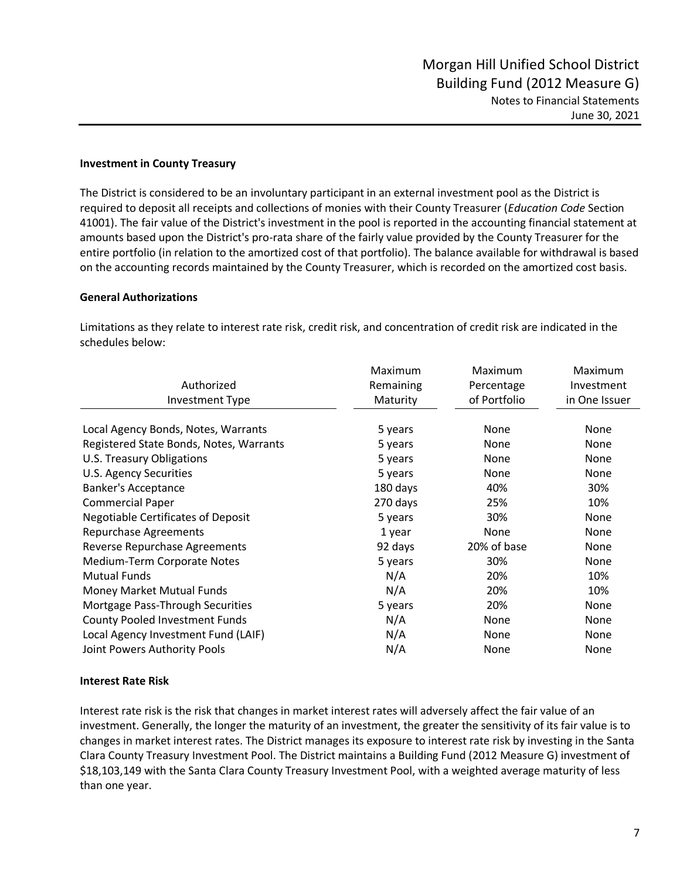### Investment in County Treasury

The District is considered to be an involuntary participant in an external investment pool as the District is required to deposit all receipts and collections of monies with their County Treasurer (*Education Code* Section 41001). The fair value of the District's investment in the pool is reported in the accounting financial statement at amounts based upon the District's pro-rata share of the fairly value provided by the County Treasurer for the entire portfolio (in relation to the amortized cost of that portfolio). The balance available for withdrawal is based on the accounting records maintained by the County Treasurer, which is recorded on the amortized cost basis.

### General Authorizations

Limitations as they relate to interest rate risk, credit risk, and concentration of credit risk are indicated in the schedules below:

| Authorized Investment Type | Maximum Remaining Maturity | Maximum Percentage of Portfolio | Maximum Investment in One Issuer |
|---|---|---|---|
| Local Agency Bonds, Notes, Warrants | 5 years | None | None |
| Registered State Bonds, Notes, Warrants | 5 years | None | None |
| U.S. Treasury Obligations | 5 years | None | None |
| U.S. Agency Securities | 5 years | None | None |
| Banker's Acceptance | 180 days | 40% | 30% |
| Commercial Paper | 270 days | 25% | 10% |
| Negotiable Certificates of Deposit | 5 years | 30% | None |
| Repurchase Agreements | 1 year | None | None |
| Reverse Repurchase Agreements | 92 days | 20% of base | None |
| Medium-Term Corporate Notes | 5 years | 30% | None |
| Mutual Funds | N/A | 20% | 10% |
| Money Market Mutual Funds | N/A | 20% | 10% |
| Mortgage Pass-Through Securities | 5 years | 20% | None |
| County Pooled Investment Funds | N/A | None | None |
| Local Agency Investment Fund (LAIF) | N/A | None | None |
| Joint Powers Authority Pools | N/A | None | None |

### Interest Rate Risk

Interest rate risk is the risk that changes in market interest rates will adversely affect the fair value of an investment. Generally, the longer the maturity of an investment, the greater the sensitivity of its fair value is to changes in market interest rates. The District manages its exposure to interest rate risk by investing in the Santa Clara County Treasury Investment Pool. The District maintains a Building Fund (2012 Measure G) investment of $18,103,149 with the Santa Clara County Treasury Investment Pool, with a weighted average maturity of less than one year.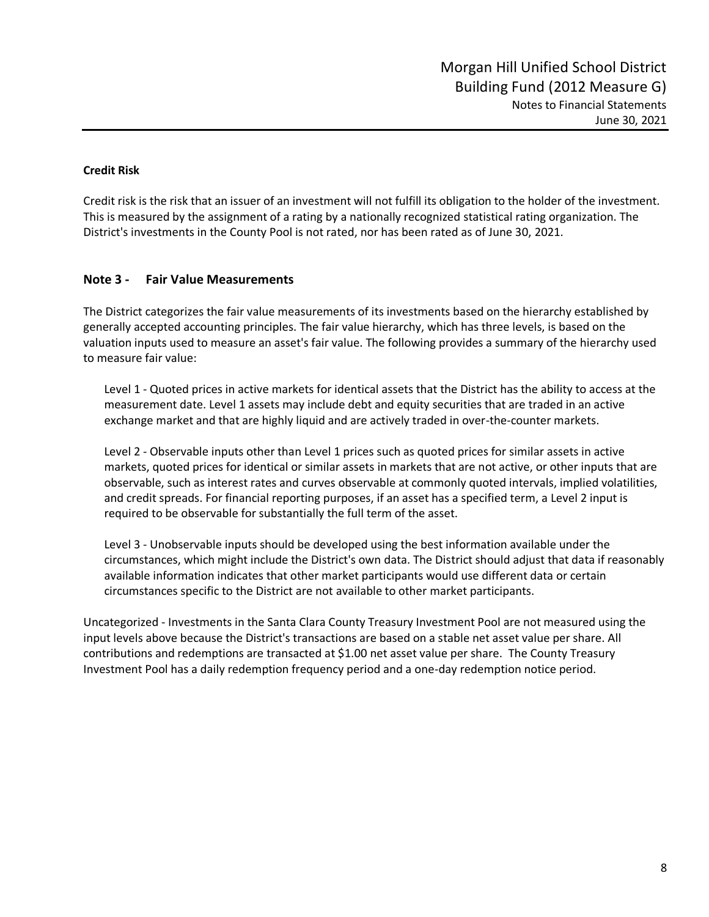**Credit Risk**

Credit risk is the risk that an issuer of an investment will not fulfill its obligation to the holder of the investment. This is measured by the assignment of a rating by a nationally recognized statistical rating organization. The District's investments in the County Pool is not rated, nor has been rated as of June 30, 2021.

## Note 3 - Fair Value Measurements

The District categorizes the fair value measurements of its investments based on the hierarchy established by generally accepted accounting principles. The fair value hierarchy, which has three levels, is based on the valuation inputs used to measure an asset's fair value. The following provides a summary of the hierarchy used to measure fair value:

Level 1 - Quoted prices in active markets for identical assets that the District has the ability to access at the measurement date. Level 1 assets may include debt and equity securities that are traded in an active exchange market and that are highly liquid and are actively traded in over-the-counter markets.

Level 2 - Observable inputs other than Level 1 prices such as quoted prices for similar assets in active markets, quoted prices for identical or similar assets in markets that are not active, or other inputs that are observable, such as interest rates and curves observable at commonly quoted intervals, implied volatilities, and credit spreads. For financial reporting purposes, if an asset has a specified term, a Level 2 input is required to be observable for substantially the full term of the asset.

Level 3 - Unobservable inputs should be developed using the best information available under the circumstances, which might include the District's own data. The District should adjust that data if reasonably available information indicates that other market participants would use different data or certain circumstances specific to the District are not available to other market participants.

Uncategorized - Investments in the Santa Clara County Treasury Investment Pool are not measured using the input levels above because the District's transactions are based on a stable net asset value per share. All contributions and redemptions are transacted at $1.00 net asset value per share. The County Treasury Investment Pool has a daily redemption frequency period and a one-day redemption notice period.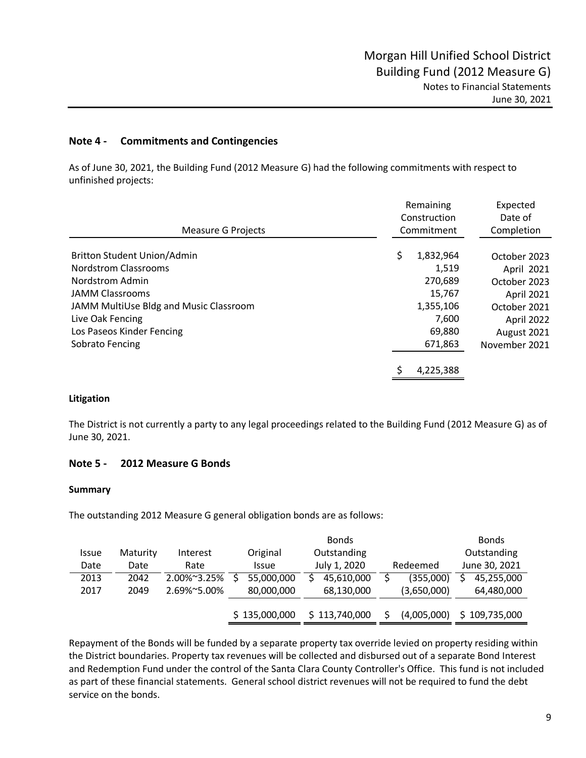## Note 4 - Commitments and Contingencies

As of June 30, 2021, the Building Fund (2012 Measure G) had the following commitments with respect to unfinished projects:

| Measure G Projects | Remaining Construction Commitment | Expected Date of Completion |
|---|---|---|
| Britton Student Union/Admin | $ 1,832,964 | October 2023 |
| Nordstrom Classrooms | 1,519 | April 2021 |
| Nordstrom Admin | 270,689 | October 2023 |
| JAMM Classrooms | 15,767 | April 2021 |
| JAMM MultiUse Bldg and Music Classroom | 1,355,106 | October 2021 |
| Live Oak Fencing | 7,600 | April 2022 |
| Los Paseos Kinder Fencing | 69,880 | August 2021 |
| Sobrato Fencing | 671,863 | November 2021 |
| | $ 4,225,388 | |

### Litigation

The District is not currently a party to any legal proceedings related to the Building Fund (2012 Measure G) as of June 30, 2021.

## Note 5 - 2012 Measure G Bonds

### Summary

The outstanding 2012 Measure G general obligation bonds are as follows:

| Issue Date | Maturity Date | Interest Rate | Original Issue | Bonds Outstanding July 1, 2020 | Redeemed | Bonds Outstanding June 30, 2021 |
|---|---|---|---|---|---|---|
| 2013 | 2042 | 2.00%~3.25% | $ 55,000,000 | $ 45,610,000 | $ (355,000) | $ 45,255,000 |
| 2017 | 2049 | 2.69%~5.00% | 80,000,000 | 68,130,000 | (3,650,000) | 64,480,000 |
| | | | $ 135,000,000 | $ 113,740,000 | $ (4,005,000) | $ 109,735,000 |

Repayment of the Bonds will be funded by a separate property tax override levied on property residing within the District boundaries. Property tax revenues will be collected and disbursed out of a separate Bond Interest and Redemption Fund under the control of the Santa Clara County Controller's Office. This fund is not included as part of these financial statements. General school district revenues will not be required to fund the debt service on the bonds.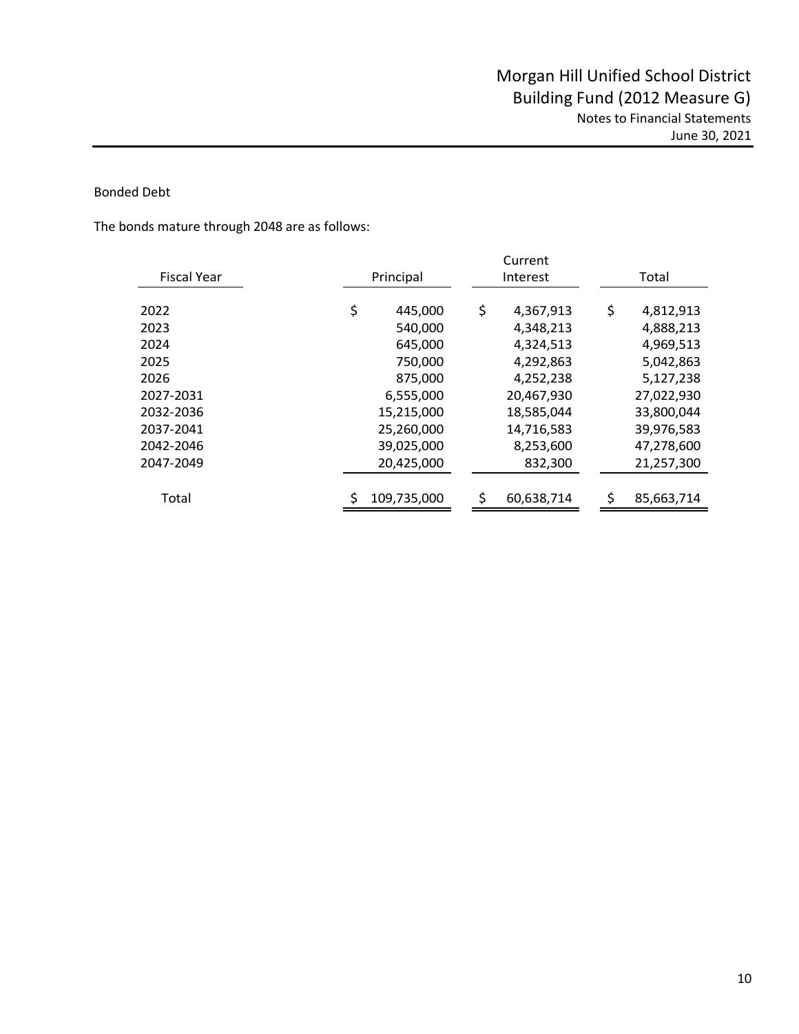Bonded Debt

The bonds mature through 2048 are as follows:

| Fiscal Year | Principal | Current Interest | Total |
|---|---|---|---|
| 2022 | $ 445,000 | $ 4,367,913 | $ 4,812,913 |
| 2023 | 540,000 | 4,348,213 | 4,888,213 |
| 2024 | 645,000 | 4,324,513 | 4,969,513 |
| 2025 | 750,000 | 4,292,863 | 5,042,863 |
| 2026 | 875,000 | 4,252,238 | 5,127,238 |
| 2027-2031 | 6,555,000 | 20,467,930 | 27,022,930 |
| 2032-2036 | 15,215,000 | 18,585,044 | 33,800,044 |
| 2037-2041 | 25,260,000 | 14,716,583 | 39,976,583 |
| 2042-2046 | 39,025,000 | 8,253,600 | 47,278,600 |
| 2047-2049 | 20,425,000 | 832,300 | 21,257,300 |
| Total | $ 109,735,000 | $ 60,638,714 | $ 85,663,714 |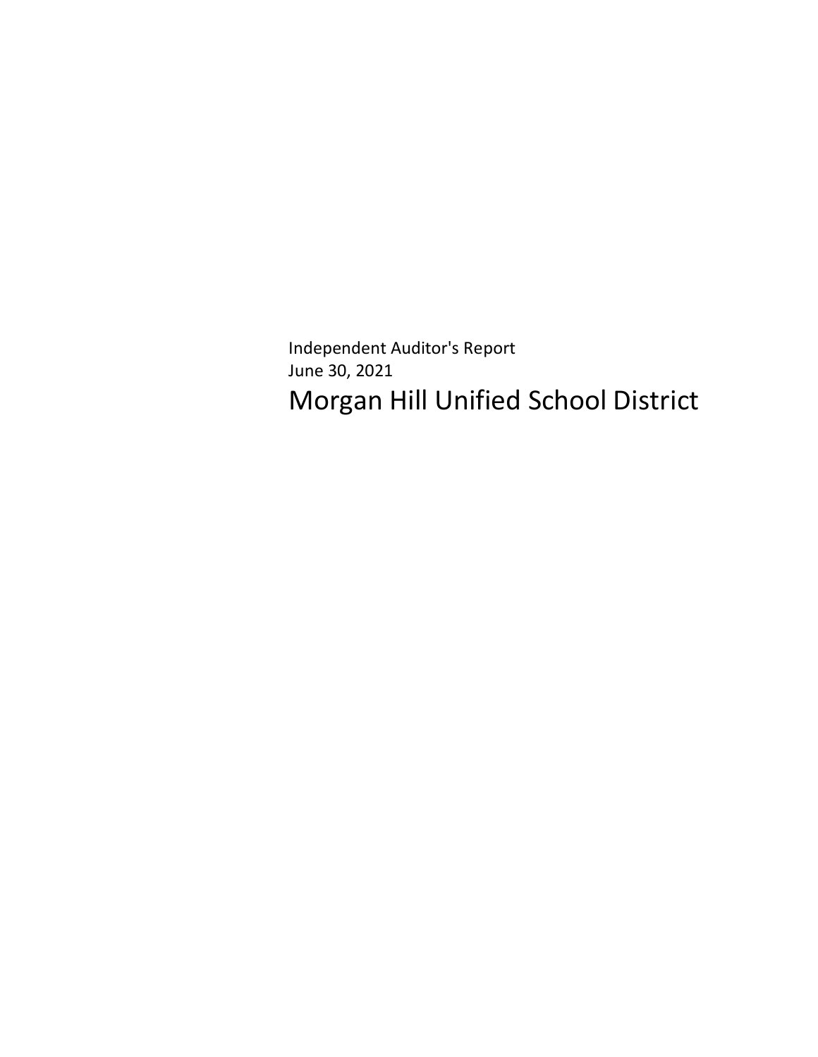Independent Auditor's Report

June 30, 2021

# Morgan Hill Unified School District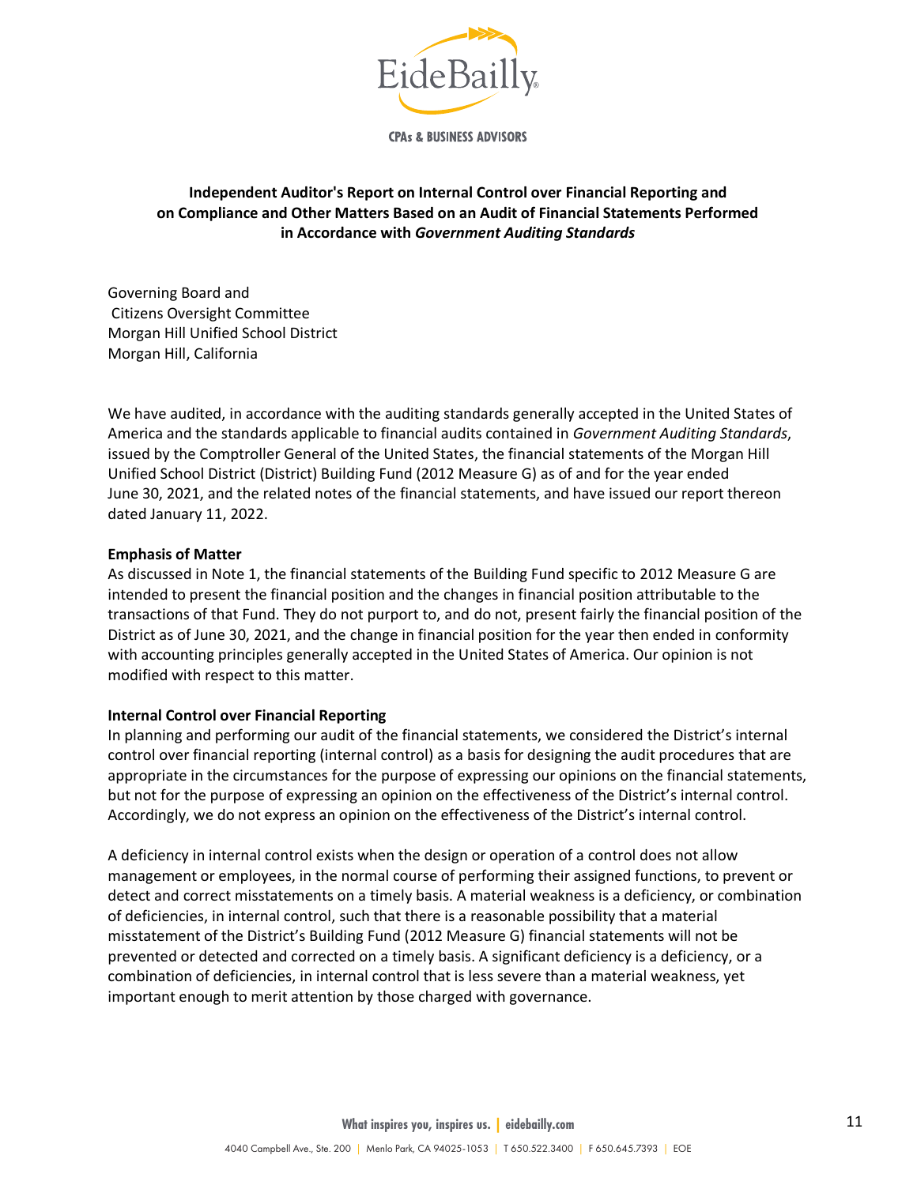**Independent Auditor's Report on Internal Control over Financial Reporting and on Compliance and Other Matters Based on an Audit of Financial Statements Performed in Accordance with *Government Auditing Standards***

Governing Board and
Citizens Oversight Committee
Morgan Hill Unified School District
Morgan Hill, California

We have audited, in accordance with the auditing standards generally accepted in the United States of America and the standards applicable to financial audits contained in *Government Auditing Standards*, issued by the Comptroller General of the United States, the financial statements of the Morgan Hill Unified School District (District) Building Fund (2012 Measure G) as of and for the year ended June 30, 2021, and the related notes of the financial statements, and have issued our report thereon dated January 11, 2022.

**Emphasis of Matter**

As discussed in Note 1, the financial statements of the Building Fund specific to 2012 Measure G are intended to present the financial position and the changes in financial position attributable to the transactions of that Fund. They do not purport to, and do not, present fairly the financial position of the District as of June 30, 2021, and the change in financial position for the year then ended in conformity with accounting principles generally accepted in the United States of America. Our opinion is not modified with respect to this matter.

**Internal Control over Financial Reporting**

In planning and performing our audit of the financial statements, we considered the District's internal control over financial reporting (internal control) as a basis for designing the audit procedures that are appropriate in the circumstances for the purpose of expressing our opinions on the financial statements, but not for the purpose of expressing an opinion on the effectiveness of the District's internal control. Accordingly, we do not express an opinion on the effectiveness of the District's internal control.

A deficiency in internal control exists when the design or operation of a control does not allow management or employees, in the normal course of performing their assigned functions, to prevent or detect and correct misstatements on a timely basis. A material weakness is a deficiency, or combination of deficiencies, in internal control, such that there is a reasonable possibility that a material misstatement of the District's Building Fund (2012 Measure G) financial statements will not be prevented or detected and corrected on a timely basis. A significant deficiency is a deficiency, or a combination of deficiencies, in internal control that is less severe than a material weakness, yet important enough to merit attention by those charged with governance.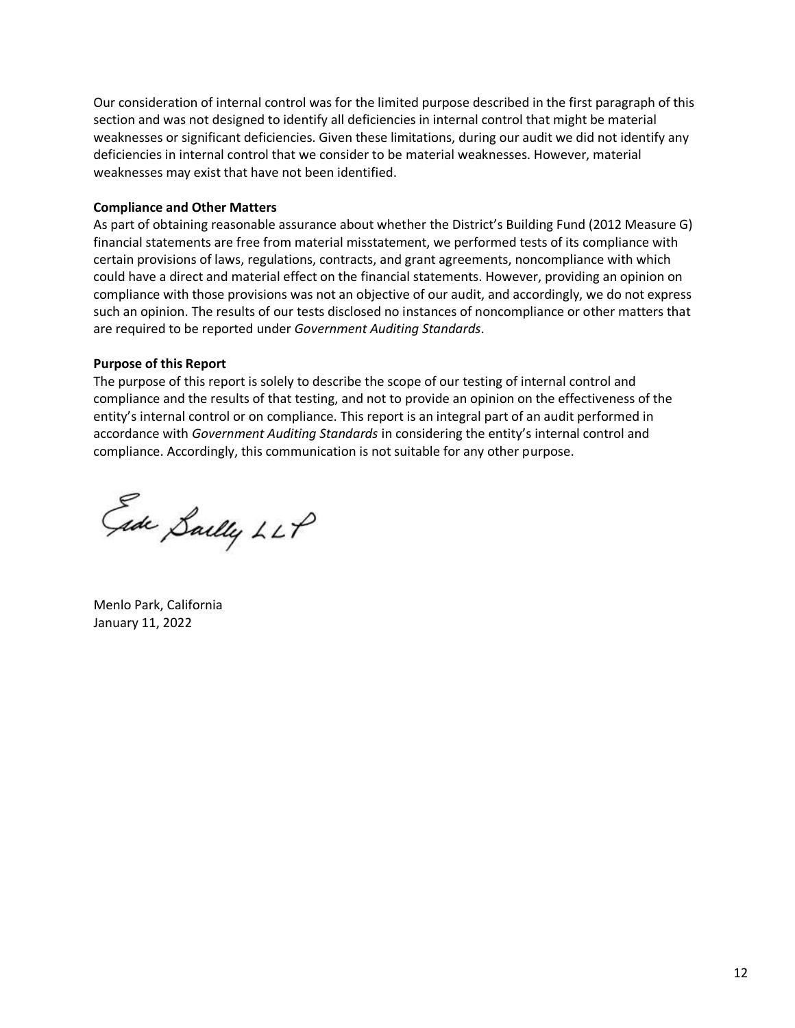Our consideration of internal control was for the limited purpose described in the first paragraph of this section and was not designed to identify all deficiencies in internal control that might be material weaknesses or significant deficiencies. Given these limitations, during our audit we did not identify any deficiencies in internal control that we consider to be material weaknesses. However, material weaknesses may exist that have not been identified.

**Compliance and Other Matters**

As part of obtaining reasonable assurance about whether the District's Building Fund (2012 Measure G) financial statements are free from material misstatement, we performed tests of its compliance with certain provisions of laws, regulations, contracts, and grant agreements, noncompliance with which could have a direct and material effect on the financial statements. However, providing an opinion on compliance with those provisions was not an objective of our audit, and accordingly, we do not express such an opinion. The results of our tests disclosed no instances of noncompliance or other matters that are required to be reported under *Government Auditing Standards*.

**Purpose of this Report**

The purpose of this report is solely to describe the scope of our testing of internal control and compliance and the results of that testing, and not to provide an opinion on the effectiveness of the entity's internal control or on compliance. This report is an integral part of an audit performed in accordance with *Government Auditing Standards* in considering the entity's internal control and compliance. Accordingly, this communication is not suitable for any other purpose.

Eide Bailly LLP

Menlo Park, California
January 11, 2022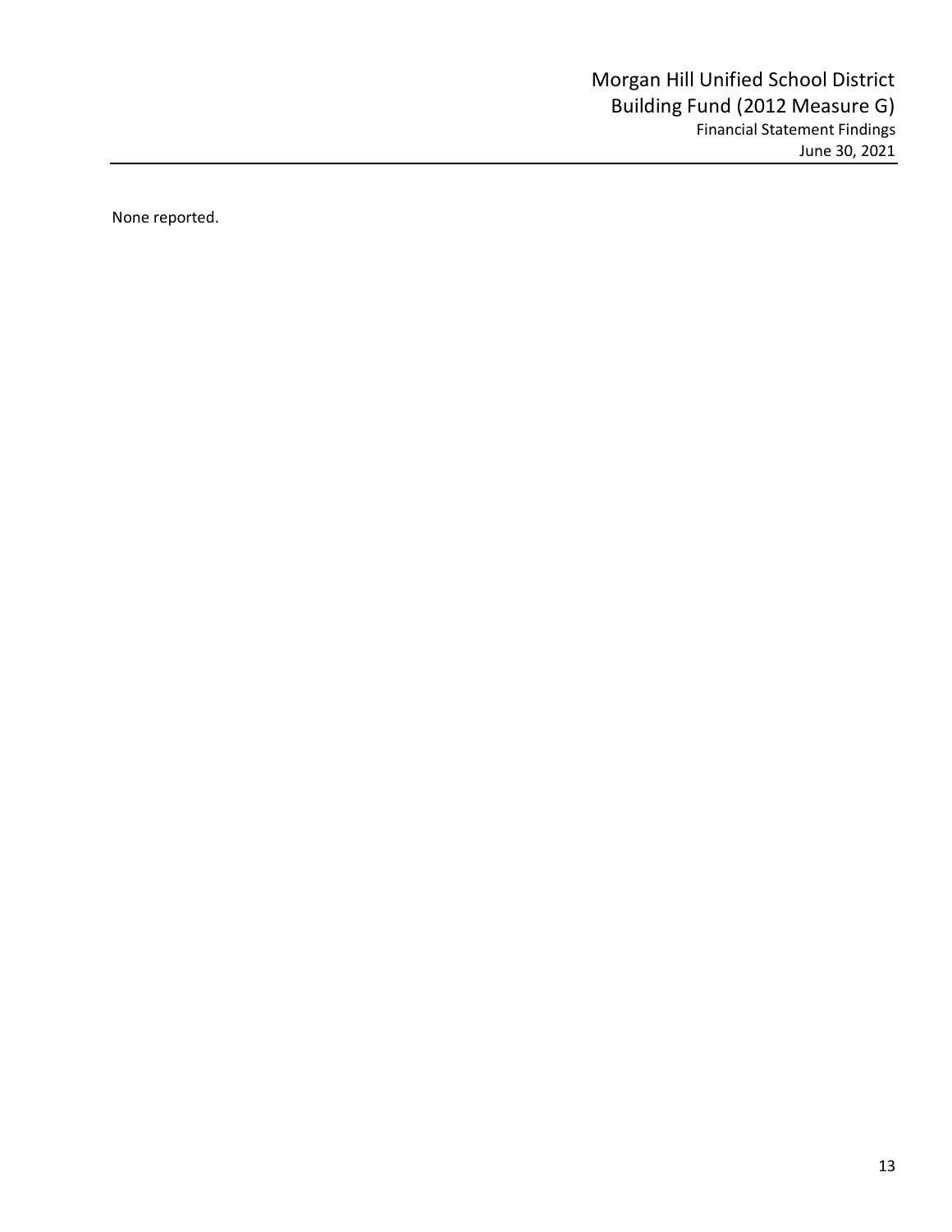None reported.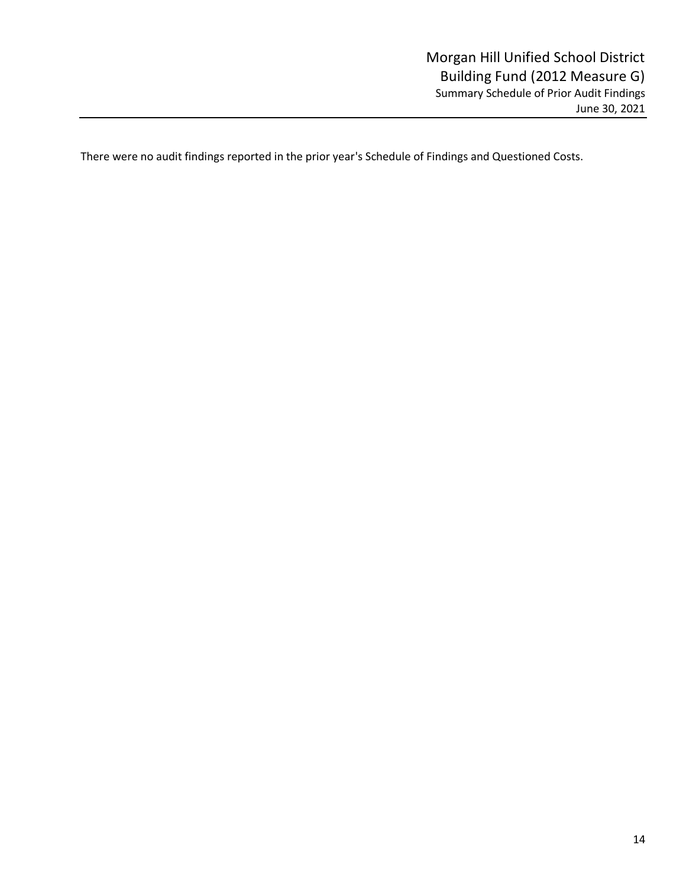# Morgan Hill Unified School District
## Building Fund (2012 Measure G)
### Summary Schedule of Prior Audit Findings
June 30, 2021

There were no audit findings reported in the prior year's Schedule of Findings and Questioned Costs.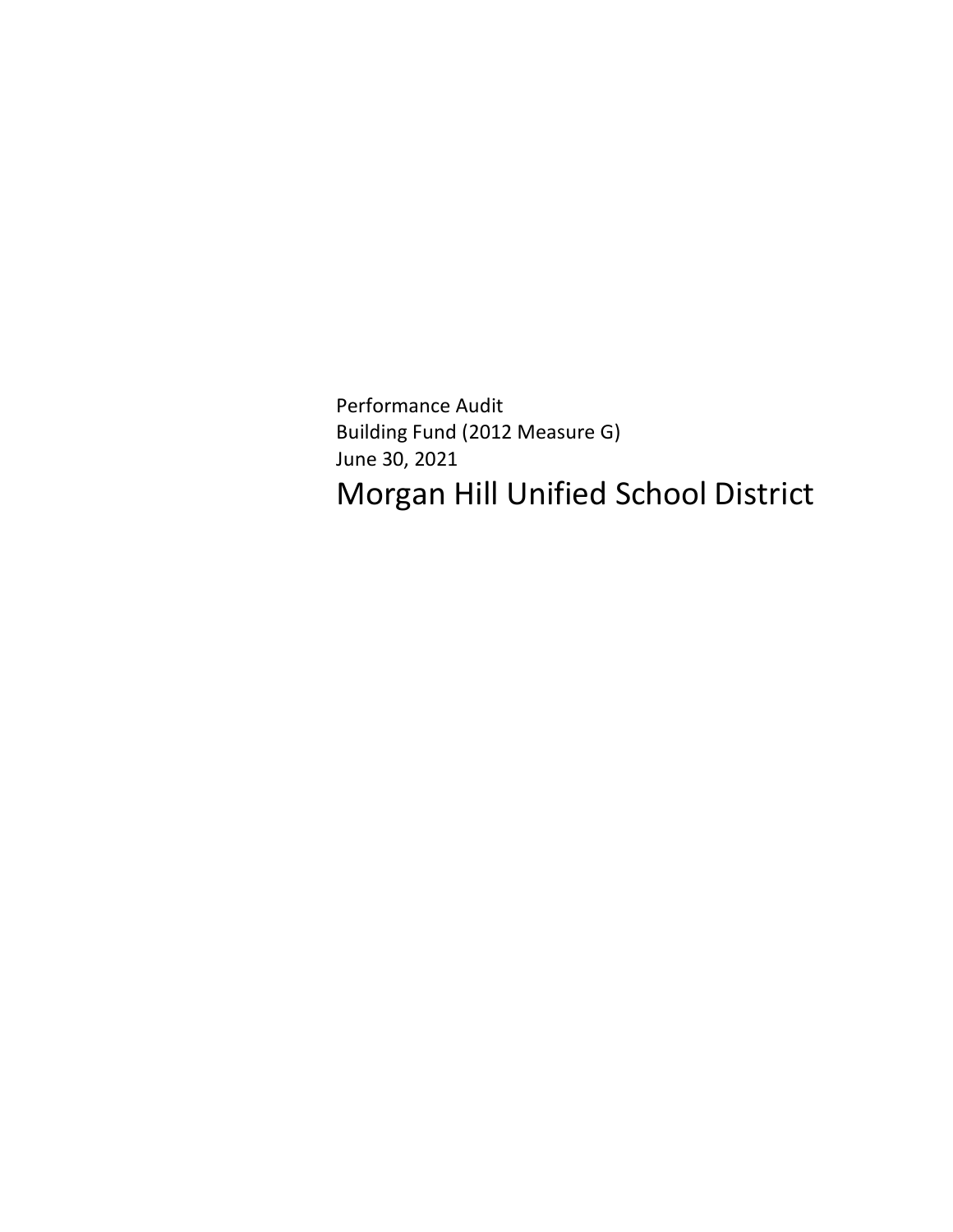Performance Audit
Building Fund (2012 Measure G)
June 30, 2021

# Morgan Hill Unified School District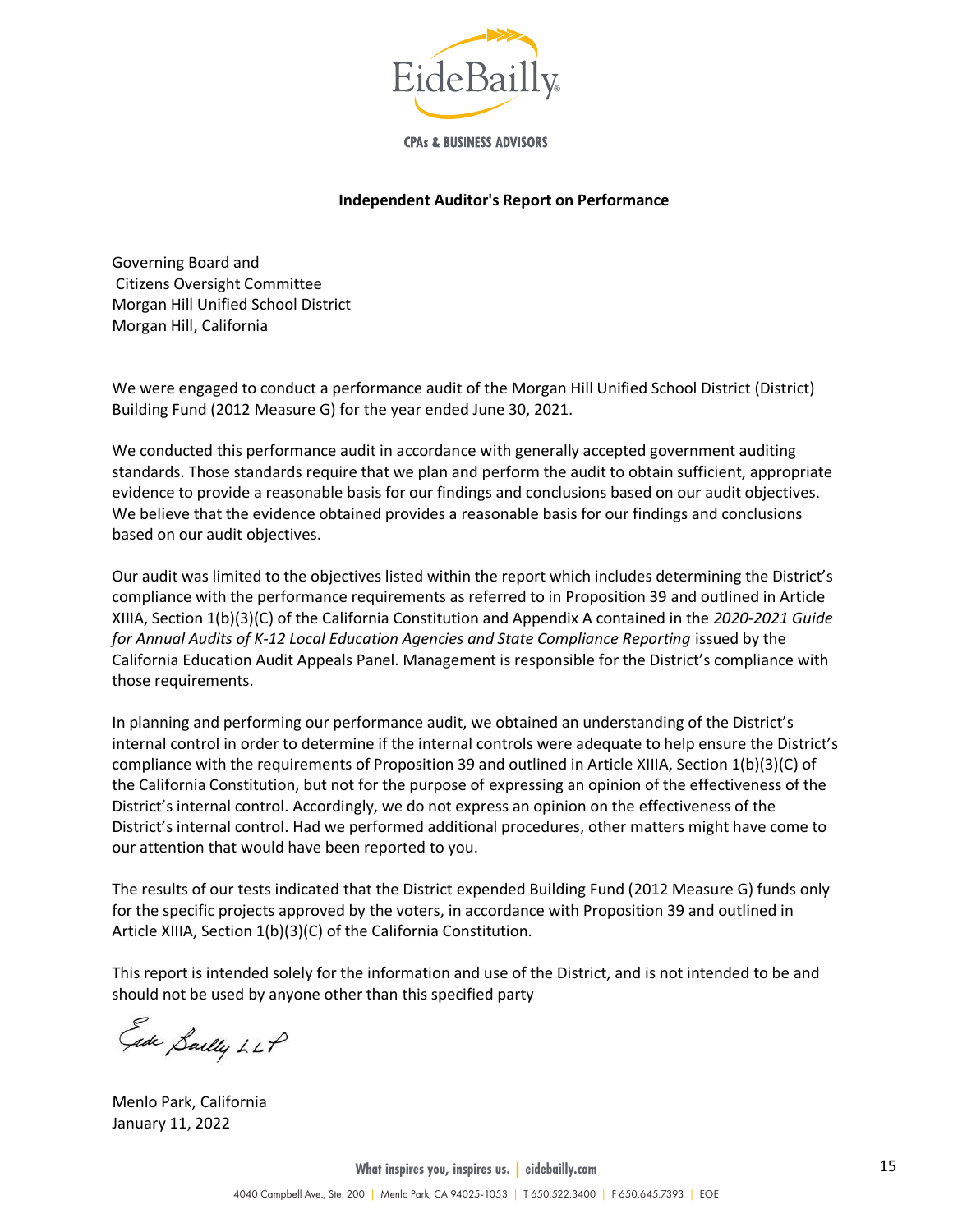# Independent Auditor's Report on Performance

Governing Board and
Citizens Oversight Committee
Morgan Hill Unified School District
Morgan Hill, California

We were engaged to conduct a performance audit of the Morgan Hill Unified School District (District) Building Fund (2012 Measure G) for the year ended June 30, 2021.

We conducted this performance audit in accordance with generally accepted government auditing standards. Those standards require that we plan and perform the audit to obtain sufficient, appropriate evidence to provide a reasonable basis for our findings and conclusions based on our audit objectives. We believe that the evidence obtained provides a reasonable basis for our findings and conclusions based on our audit objectives.

Our audit was limited to the objectives listed within the report which includes determining the District's compliance with the performance requirements as referred to in Proposition 39 and outlined in Article XIIIA, Section 1(b)(3)(C) of the California Constitution and Appendix A contained in the *2020-2021 Guide for Annual Audits of K-12 Local Education Agencies and State Compliance Reporting* issued by the California Education Audit Appeals Panel. Management is responsible for the District's compliance with those requirements.

In planning and performing our performance audit, we obtained an understanding of the District's internal control in order to determine if the internal controls were adequate to help ensure the District's compliance with the requirements of Proposition 39 and outlined in Article XIIIA, Section 1(b)(3)(C) of the California Constitution, but not for the purpose of expressing an opinion of the effectiveness of the District's internal control. Accordingly, we do not express an opinion on the effectiveness of the District's internal control. Had we performed additional procedures, other matters might have come to our attention that would have been reported to you.

The results of our tests indicated that the District expended Building Fund (2012 Measure G) funds only for the specific projects approved by the voters, in accordance with Proposition 39 and outlined in Article XIIIA, Section 1(b)(3)(C) of the California Constitution.

This report is intended solely for the information and use of the District, and is not intended to be and should not be used by anyone other than this specified party

Eide Bailly LLP

Menlo Park, California
January 11, 2022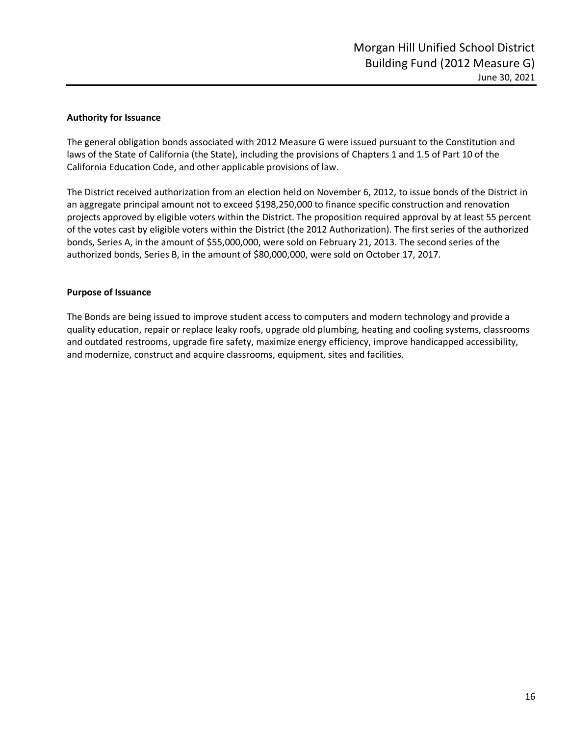## Authority for Issuance

The general obligation bonds associated with 2012 Measure G were issued pursuant to the Constitution and laws of the State of California (the State), including the provisions of Chapters 1 and 1.5 of Part 10 of the California Education Code, and other applicable provisions of law.

The District received authorization from an election held on November 6, 2012, to issue bonds of the District in an aggregate principal amount not to exceed $198,250,000 to finance specific construction and renovation projects approved by eligible voters within the District. The proposition required approval by at least 55 percent of the votes cast by eligible voters within the District (the 2012 Authorization). The first series of the authorized bonds, Series A, in the amount of $55,000,000, were sold on February 21, 2013. The second series of the authorized bonds, Series B, in the amount of $80,000,000, were sold on October 17, 2017.

## Purpose of Issuance

The Bonds are being issued to improve student access to computers and modern technology and provide a quality education, repair or replace leaky roofs, upgrade old plumbing, heating and cooling systems, classrooms and outdated restrooms, upgrade fire safety, maximize energy efficiency, improve handicapped accessibility, and modernize, construct and acquire classrooms, equipment, sites and facilities.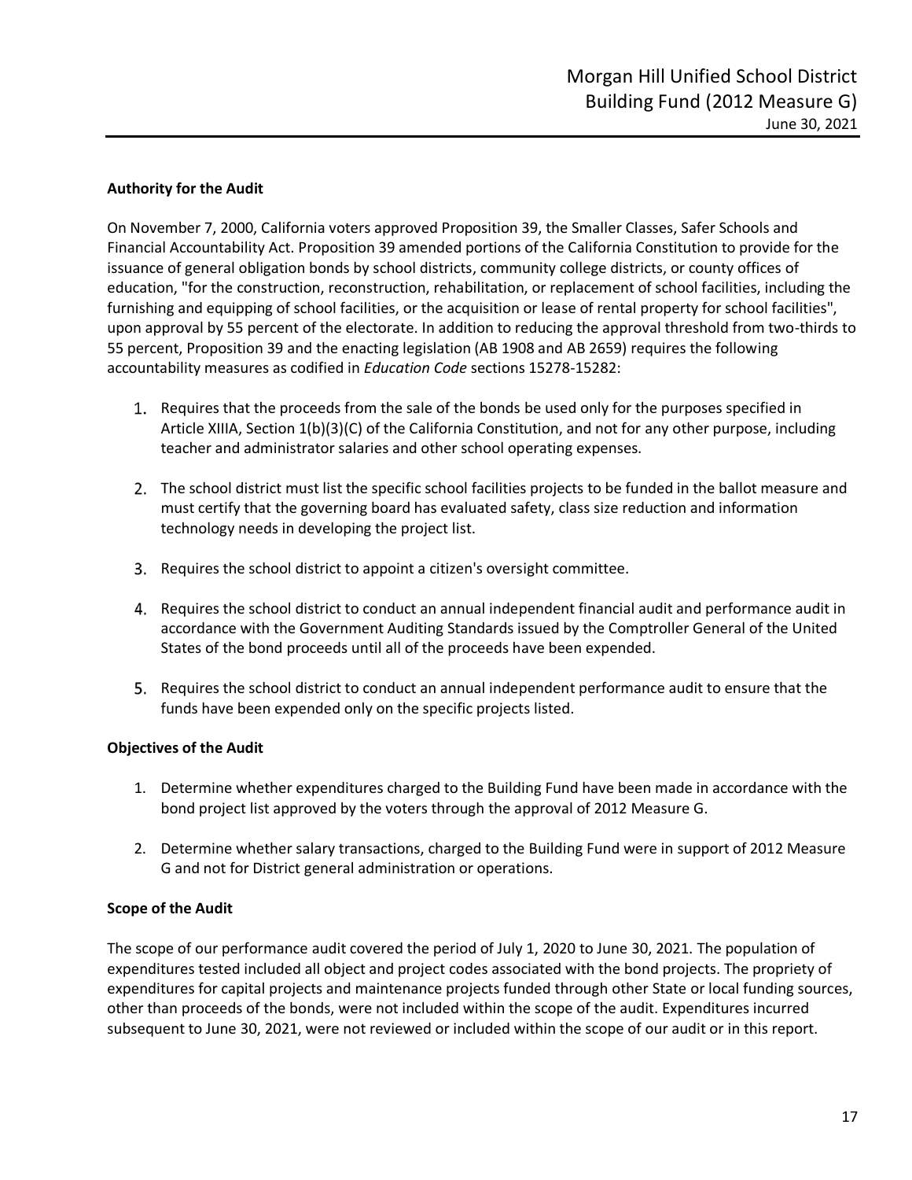## Authority for the Audit

On November 7, 2000, California voters approved Proposition 39, the Smaller Classes, Safer Schools and Financial Accountability Act. Proposition 39 amended portions of the California Constitution to provide for the issuance of general obligation bonds by school districts, community college districts, or county offices of education, "for the construction, reconstruction, rehabilitation, or replacement of school facilities, including the furnishing and equipping of school facilities, or the acquisition or lease of rental property for school facilities", upon approval by 55 percent of the electorate. In addition to reducing the approval threshold from two-thirds to 55 percent, Proposition 39 and the enacting legislation (AB 1908 and AB 2659) requires the following accountability measures as codified in *Education Code* sections 15278-15282:

1. Requires that the proceeds from the sale of the bonds be used only for the purposes specified in Article XIIIA, Section 1(b)(3)(C) of the California Constitution, and not for any other purpose, including teacher and administrator salaries and other school operating expenses.

2. The school district must list the specific school facilities projects to be funded in the ballot measure and must certify that the governing board has evaluated safety, class size reduction and information technology needs in developing the project list.

3. Requires the school district to appoint a citizen's oversight committee.

4. Requires the school district to conduct an annual independent financial audit and performance audit in accordance with the Government Auditing Standards issued by the Comptroller General of the United States of the bond proceeds until all of the proceeds have been expended.

5. Requires the school district to conduct an annual independent performance audit to ensure that the funds have been expended only on the specific projects listed.

## Objectives of the Audit

1. Determine whether expenditures charged to the Building Fund have been made in accordance with the bond project list approved by the voters through the approval of 2012 Measure G.

2. Determine whether salary transactions, charged to the Building Fund were in support of 2012 Measure G and not for District general administration or operations.

## Scope of the Audit

The scope of our performance audit covered the period of July 1, 2020 to June 30, 2021. The population of expenditures tested included all object and project codes associated with the bond projects. The propriety of expenditures for capital projects and maintenance projects funded through other State or local funding sources, other than proceeds of the bonds, were not included within the scope of the audit. Expenditures incurred subsequent to June 30, 2021, were not reviewed or included within the scope of our audit or in this report.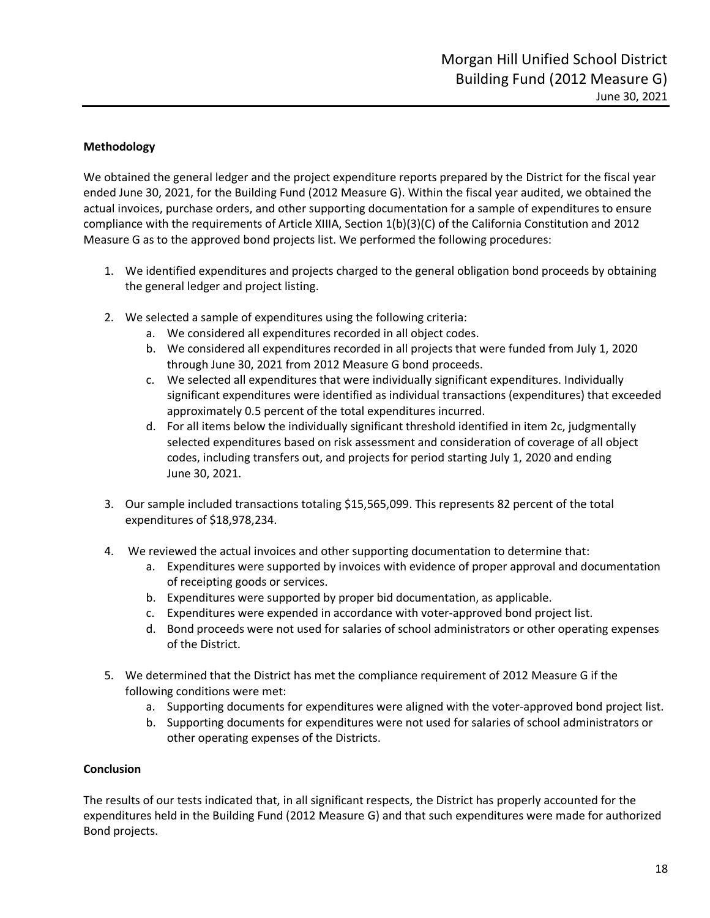### Methodology

We obtained the general ledger and the project expenditure reports prepared by the District for the fiscal year ended June 30, 2021, for the Building Fund (2012 Measure G). Within the fiscal year audited, we obtained the actual invoices, purchase orders, and other supporting documentation for a sample of expenditures to ensure compliance with the requirements of Article XIIIA, Section 1(b)(3)(C) of the California Constitution and 2012 Measure G as to the approved bond projects list. We performed the following procedures:

1. We identified expenditures and projects charged to the general obligation bond proceeds by obtaining the general ledger and project listing.

2. We selected a sample of expenditures using the following criteria:
   a. We considered all expenditures recorded in all object codes.
   b. We considered all expenditures recorded in all projects that were funded from July 1, 2020 through June 30, 2021 from 2012 Measure G bond proceeds.
   c. We selected all expenditures that were individually significant expenditures. Individually significant expenditures were identified as individual transactions (expenditures) that exceeded approximately 0.5 percent of the total expenditures incurred.
   d. For all items below the individually significant threshold identified in item 2c, judgmentally selected expenditures based on risk assessment and consideration of coverage of all object codes, including transfers out, and projects for period starting July 1, 2020 and ending June 30, 2021.

3. Our sample included transactions totaling $15,565,099. This represents 82 percent of the total expenditures of $18,978,234.

4. We reviewed the actual invoices and other supporting documentation to determine that:
   a. Expenditures were supported by invoices with evidence of proper approval and documentation of receipting goods or services.
   b. Expenditures were supported by proper bid documentation, as applicable.
   c. Expenditures were expended in accordance with voter-approved bond project list.
   d. Bond proceeds were not used for salaries of school administrators or other operating expenses of the District.

5. We determined that the District has met the compliance requirement of 2012 Measure G if the following conditions were met:
   a. Supporting documents for expenditures were aligned with the voter-approved bond project list.
   b. Supporting documents for expenditures were not used for salaries of school administrators or other operating expenses of the Districts.

### Conclusion

The results of our tests indicated that, in all significant respects, the District has properly accounted for the expenditures held in the Building Fund (2012 Measure G) and that such expenditures were made for authorized Bond projects.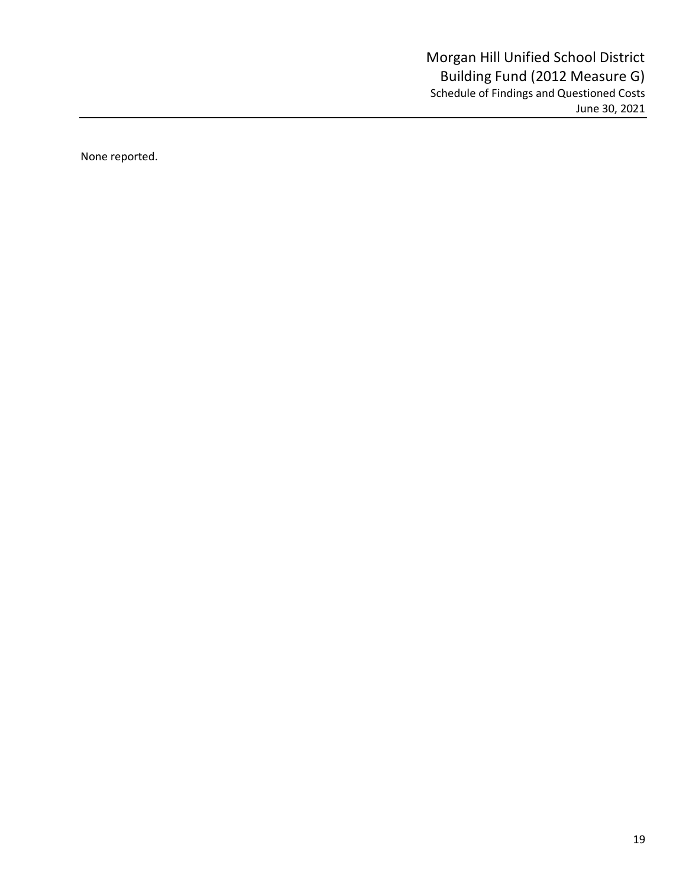# Morgan Hill Unified School District
## Building Fund (2012 Measure G)
### Schedule of Findings and Questioned Costs
June 30, 2021

None reported.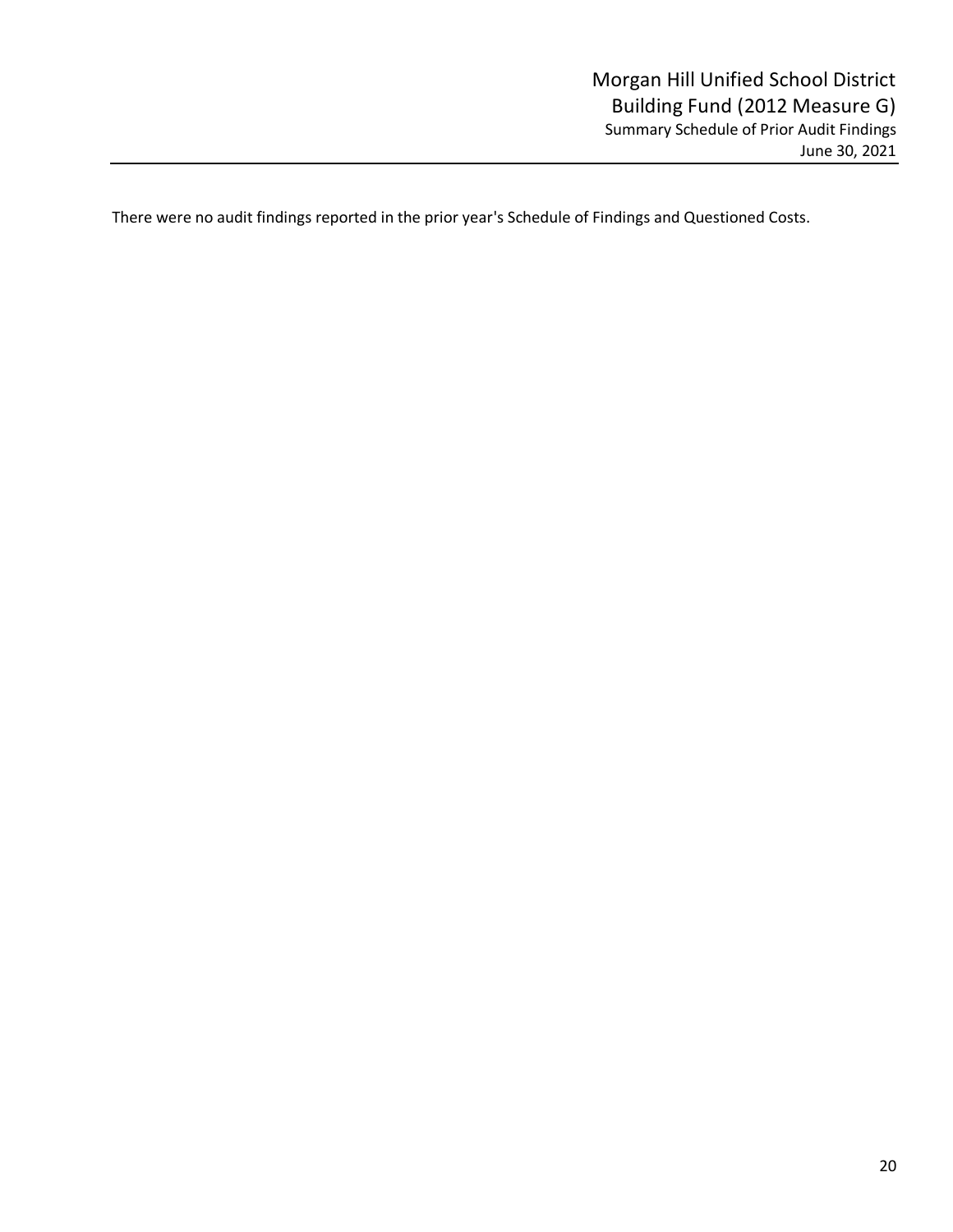# Morgan Hill Unified School District
## Building Fund (2012 Measure G)
### Summary Schedule of Prior Audit Findings
### June 30, 2021

There were no audit findings reported in the prior year's Schedule of Findings and Questioned Costs.